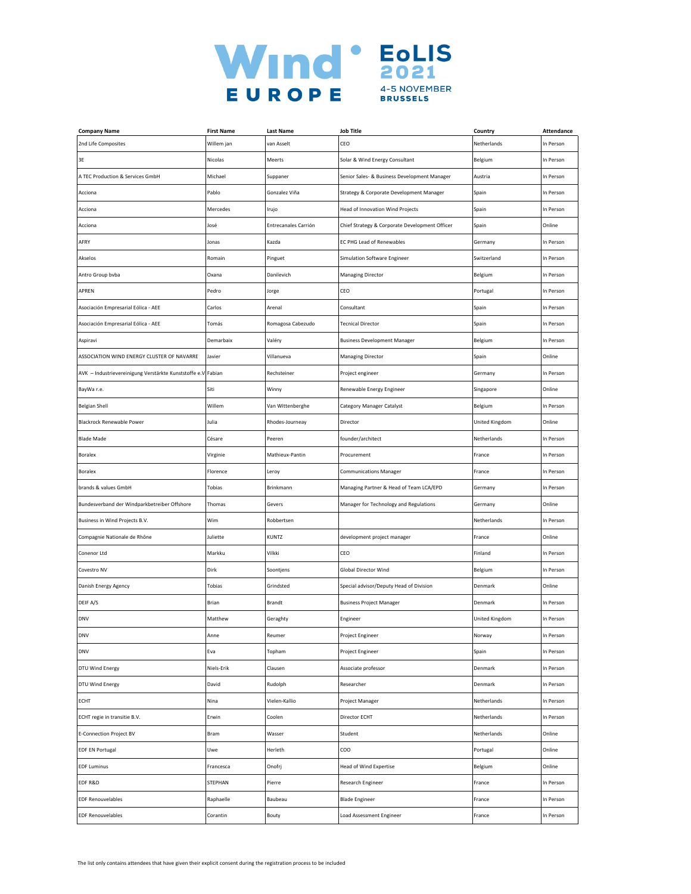# WindEurope EoLIS 2021

4-5 NOVEMBER BRUSSELS

| Company Name | First Name | Last Name | Job Title | Country | Attendance |
|---|---|---|---|---|---|
| 2nd Life Composites | Willem jan | van Asselt | CEO | Netherlands | In Person |
| 3E | Nicolas | Meerts | Solar & Wind Energy Consultant | Belgium | In Person |
| A TEC Production & Services GmbH | Michael | Suppaner | Senior Sales- & Business Development Manager | Austria | In Person |
| Acciona | Pablo | Gonzalez Viña | Strategy & Corporate Development Manager | Spain | In Person |
| Acciona | Mercedes | Irujo | Head of Innovation Wind Projects | Spain | In Person |
| Acciona | José | Entrecanales Carrión | Chief Strategy & Corporate Development Officer | Spain | Online |
| AFRY | Jonas | Kazda | EC PHG Lead of Renewables | Germany | In Person |
| Akselos | Romain | Pinguet | Simulation Software Engineer | Switzerland | In Person |
| Antro Group bvba | Oxana | Danilevich | Managing Director | Belgium | In Person |
| APREN | Pedro | Jorge | CEO | Portugal | In Person |
| Asociación Empresarial Eólica - AEE | Carlos | Arenal | Consultant | Spain | In Person |
| Asociación Empresarial Eólica - AEE | Tomás | Romagosa Cabezudo | Tecnical Director | Spain | In Person |
| Aspiravi | Demarbaix | Valéry | Business Development Manager | Belgium | In Person |
| ASSOCIATION WIND ENERGY CLUSTER OF NAVARRE | Javier | Villanueva | Managing Director | Spain | Online |
| AVK – Industrievereinigung Verstärkte Kunststoffe e.V | Fabian | Rechsteiner | Project engineer | Germany | In Person |
| BayWa r.e. | Siti | Winny | Renewable Energy Engineer | Singapore | Online |
| Belgian Shell | Willem | Van Wittenberghe | Category Manager Catalyst | Belgium | In Person |
| Blackrock Renewable Power | Julia | Rhodes-Journeay | Director | United Kingdom | Online |
| Blade Made | Césare | Peeren | founder/architect | Netherlands | In Person |
| Boralex | Virginie | Mathieux-Pantin | Procurement | France | In Person |
| Boralex | Florence | Leroy | Communications Manager | France | In Person |
| brands & values GmbH | Tobias | Brinkmann | Managing Partner & Head of Team LCA/EPD | Germany | In Person |
| Bundesverband der Windparkbetreiber Offshore | Thomas | Gevers | Manager for Technology and Regulations | Germany | Online |
| Business in Wind Projects B.V. | Wim | Robbertsen | | Netherlands | In Person |
| Compagnie Nationale de Rhône | Juliette | KUNTZ | development project manager | France | Online |
| Conenor Ltd | Markku | Vilkki | CEO | Finland | In Person |
| Covestro NV | Dirk | Soontjens | Global Director Wind | Belgium | In Person |
| Danish Energy Agency | Tobias | Grindsted | Special advisor/Deputy Head of Division | Denmark | Online |
| DEIF A/S | Brian | Brandt | Business Project Manager | Denmark | In Person |
| DNV | Matthew | Geraghty | Engineer | United Kingdom | In Person |
| DNV | Anne | Reumer | Project Engineer | Norway | In Person |
| DNV | Eva | Topham | Project Engineer | Spain | In Person |
| DTU Wind Energy | Niels-Erik | Clausen | Associate professor | Denmark | In Person |
| DTU Wind Energy | David | Rudolph | Researcher | Denmark | In Person |
| ECHT | Nina | Vielen-Kallio | Project Manager | Netherlands | In Person |
| ECHT regie in transitie B.V. | Erwin | Coolen | Director ECHT | Netherlands | In Person |
| E-Connection Project BV | Bram | Wasser | Student | Netherlands | Online |
| EDF EN Portugal | Uwe | Herleth | COO | Portugal | Online |
| EDF Luminus | Francesca | Onofrj | Head of Wind Expertise | Belgium | Online |
| EDF R&D | STEPHAN | Pierre | Research Engineer | France | In Person |
| EDF Renouvelables | Raphaelle | Baubeau | Blade Engineer | France | In Person |
| EDF Renouvelables | Corantin | Bouty | Load Assessment Engineer | France | In Person |

The list only contains attendees that have given their explicit consent during the registration process to be included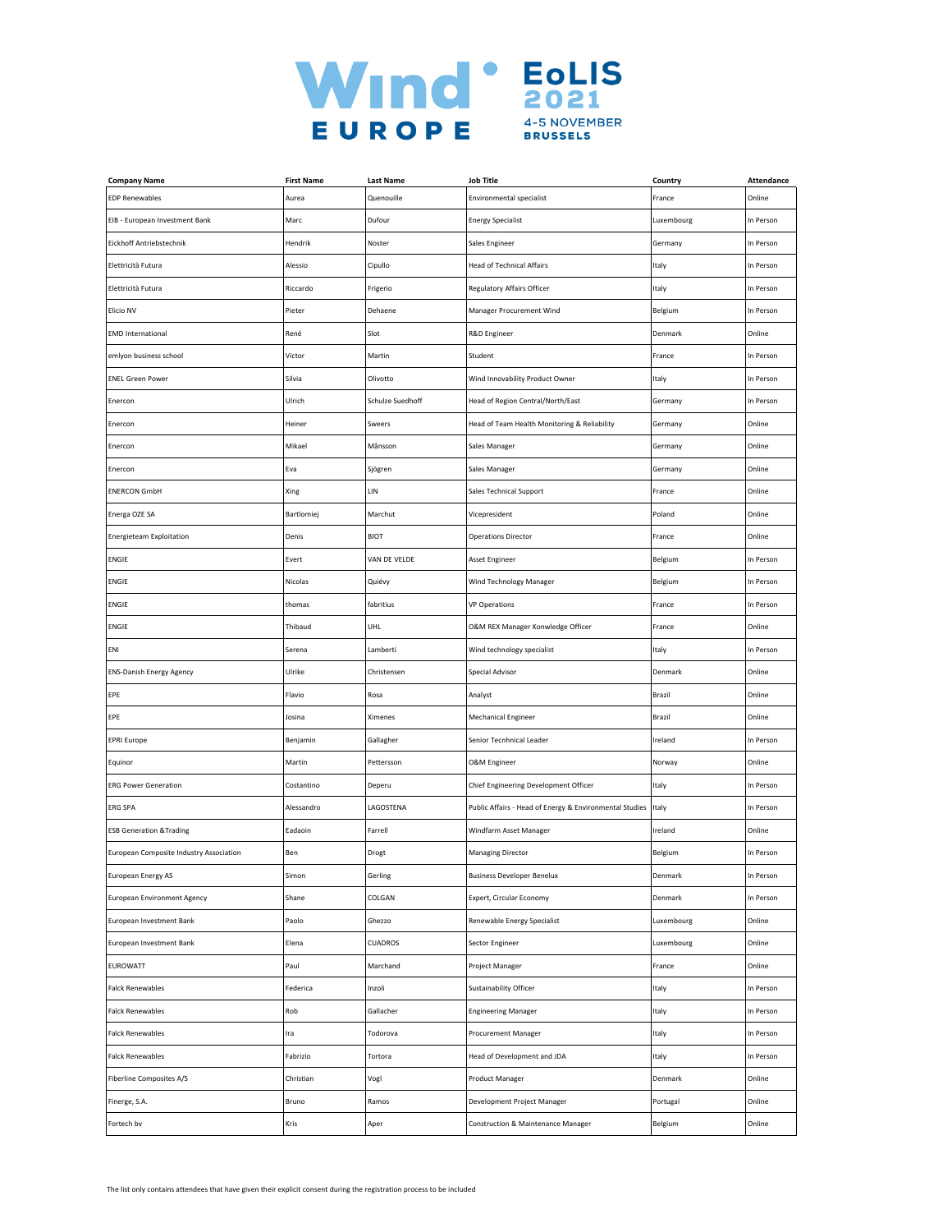| Company Name | First Name | Last Name | Job Title | Country | Attendance |
|---|---|---|---|---|---|
| EDP Renewables | Aurea | Quenouille | Environmental specialist | France | Online |
| EIB - European Investment Bank | Marc | Dufour | Energy Specialist | Luxembourg | In Person |
| Eickhoff Antriebstechnik | Hendrik | Noster | Sales Engineer | Germany | In Person |
| Elettricità Futura | Alessio | Cipullo | Head of Technical Affairs | Italy | In Person |
| Elettricità Futura | Riccardo | Frigerio | Regulatory Affairs Officer | Italy | In Person |
| Elicio NV | Pieter | Dehaene | Manager Procurement Wind | Belgium | In Person |
| EMD International | René | Slot | R&D Engineer | Denmark | Online |
| emlyon business school | Victor | Martin | Student | France | In Person |
| ENEL Green Power | Silvia | Olivotto | Wind Innovability Product Owner | Italy | In Person |
| Enercon | Ulrich | Schulze Suedhoff | Head of Region Central/North/East | Germany | In Person |
| Enercon | Heiner | Sweers | Head of Team Health Monitoring & Reliability | Germany | Online |
| Enercon | Mikael | Månsson | Sales Manager | Germany | Online |
| Enercon | Eva | Sjögren | Sales Manager | Germany | Online |
| ENERCON GmbH | Xing | LIN | Sales Technical Support | France | Online |
| Energa OZE SA | Bartlomiej | Marchut | Vicepresident | Poland | Online |
| Energieteam Exploitation | Denis | BIOT | Operations Director | France | Online |
| ENGIE | Evert | VAN DE VELDE | Asset Engineer | Belgium | In Person |
| ENGIE | Nicolas | Quiévy | Wind Technology Manager | Belgium | In Person |
| ENGIE | thomas | fabritius | VP Operations | France | In Person |
| ENGIE | Thibaud | UHL | O&M REX Manager Konwledge Officer | France | Online |
| ENI | Serena | Lamberti | Wind technology specialist | Italy | In Person |
| ENS-Danish Energy Agency | Ulrike | Christensen | Special Advisor | Denmark | Online |
| EPE | Flavio | Rosa | Analyst | Brazil | Online |
| EPE | Josina | Ximenes | Mechanical Engineer | Brazil | Online |
| EPRI Europe | Benjamin | Gallagher | Senior Tecnhnical Leader | Ireland | In Person |
| Equinor | Martin | Pettersson | O&M Engineer | Norway | Online |
| ERG Power Generation | Costantino | Deperu | Chief Engineering Development Officer | Italy | In Person |
| ERG SPA | Alessandro | LAGOSTENA | Public Affairs - Head of Energy & Environmental Studies | Italy | In Person |
| ESB Generation &Trading | Eadaoin | Farrell | Windfarm Asset Manager | Ireland | Online |
| European Composite Industry Association | Ben | Drogt | Managing Director | Belgium | In Person |
| European Energy AS | Simon | Gerling | Business Developer Benelux | Denmark | In Person |
| European Environment Agency | Shane | COLGAN | Expert, Circular Economy | Denmark | In Person |
| European Investment Bank | Paolo | Ghezzo | Renewable Energy Specialist | Luxembourg | Online |
| European Investment Bank | Elena | CUADROS | Sector Engineer | Luxembourg | Online |
| EUROWATT | Paul | Marchand | Project Manager | France | Online |
| Falck Renewables | Federica | Inzoli | Sustainability Officer | Italy | In Person |
| Falck Renewables | Rob | Gallacher | Engineering Manager | Italy | In Person |
| Falck Renewables | Ira | Todorova | Procurement Manager | Italy | In Person |
| Falck Renewables | Fabrizio | Tortora | Head of Development and JDA | Italy | In Person |
| Fiberline Composites A/S | Christian | Vogl | Product Manager | Denmark | Online |
| Finerge, S.A. | Bruno | Ramos | Development Project Manager | Portugal | Online |
| Fortech bv | Kris | Aper | Construction & Maintenance Manager | Belgium | Online |

The list only contains attendees that have given their explicit consent during the registration process to be included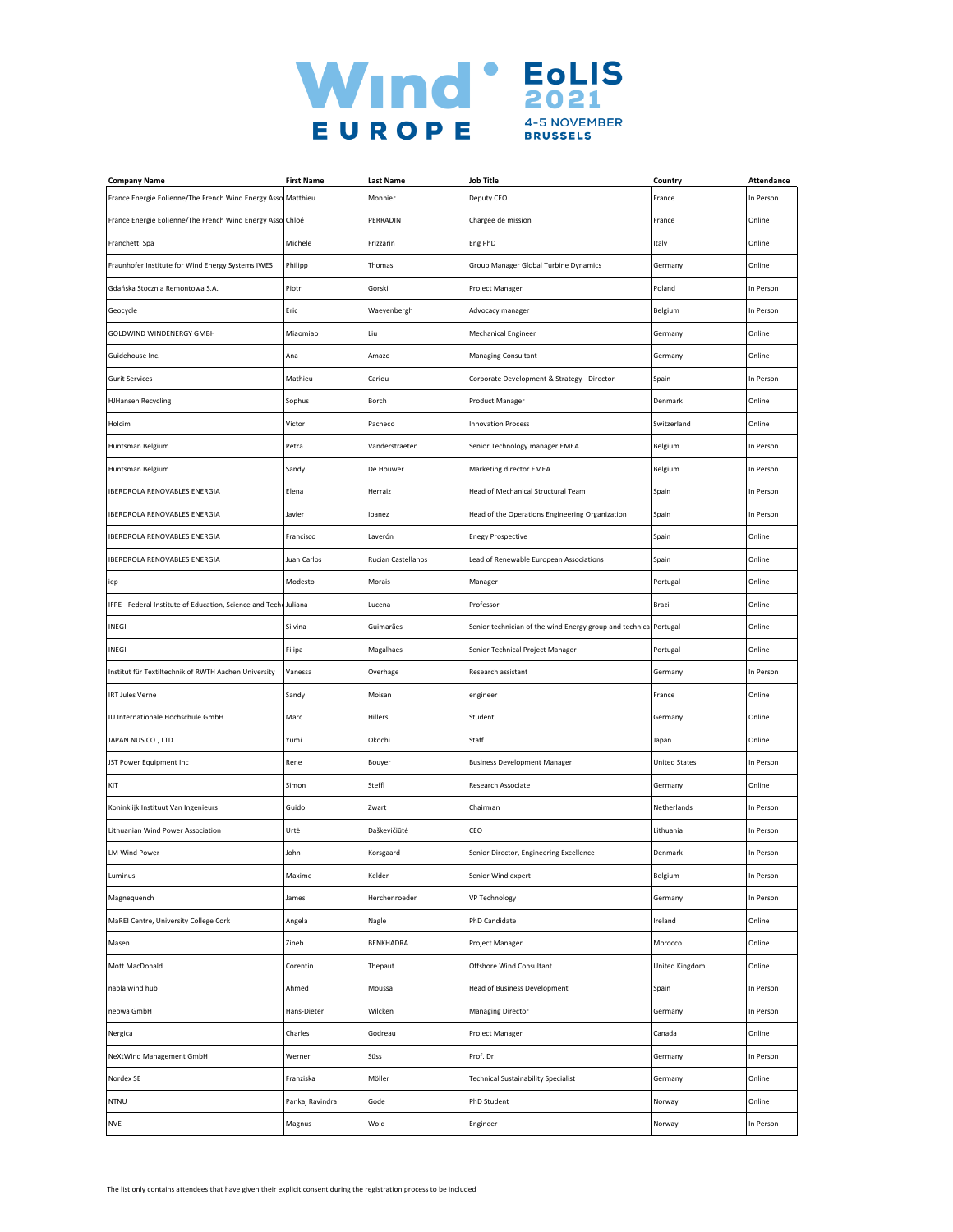| Company Name | First Name | Last Name | Job Title | Country | Attendance |
|---|---|---|---|---|---|
| France Energie Eolienne/The French Wind Energy Asso | Matthieu | Monnier | Deputy CEO | France | In Person |
| France Energie Eolienne/The French Wind Energy Asso | Chloé | PERRADIN | Chargée de mission | France | Online |
| Franchetti Spa | Michele | Frizzarin | Eng PhD | Italy | Online |
| Fraunhofer Institute for Wind Energy Systems IWES | Philipp | Thomas | Group Manager Global Turbine Dynamics | Germany | Online |
| Gdańska Stocznia Remontowa S.A. | Piotr | Gorski | Project Manager | Poland | In Person |
| Geocycle | Eric | Waeyenbergh | Advocacy manager | Belgium | In Person |
| GOLDWIND WINDENERGY GMBH | Miaomiao | Liu | Mechanical Engineer | Germany | Online |
| Guidehouse Inc. | Ana | Amazo | Managing Consultant | Germany | Online |
| Gurit Services | Mathieu | Cariou | Corporate Development & Strategy - Director | Spain | In Person |
| HJHansen Recycling | Sophus | Borch | Product Manager | Denmark | Online |
| Holcim | Victor | Pacheco | Innovation Process | Switzerland | Online |
| Huntsman Belgium | Petra | Vanderstraeten | Senior Technology manager EMEA | Belgium | In Person |
| Huntsman Belgium | Sandy | De Houwer | Marketing director EMEA | Belgium | In Person |
| IBERDROLA RENOVABLES ENERGIA | Elena | Herraiz | Head of Mechanical Structural Team | Spain | In Person |
| IBERDROLA RENOVABLES ENERGIA | Javier | Ibanez | Head of the Operations Engineering Organization | Spain | In Person |
| IBERDROLA RENOVABLES ENERGIA | Francisco | Laverón | Enegy Prospective | Spain | Online |
| IBERDROLA RENOVABLES ENERGIA | Juan Carlos | Rucian Castellanos | Lead of Renewable European Associations | Spain | Online |
| iep | Modesto | Morais | Manager | Portugal | Online |
| IFPE - Federal Institute of Education, Science and Techn | Juliana | Lucena | Professor | Brazil | Online |
| INEGI | Silvina | Guimarães | Senior technician of the wind Energy group and technical | Portugal | Online |
| INEGI | Filipa | Magalhaes | Senior Technical Project Manager | Portugal | Online |
| Institut für Textiltechnik of RWTH Aachen University | Vanessa | Overhage | Research assistant | Germany | In Person |
| IRT Jules Verne | Sandy | Moisan | engineer | France | Online |
| IU Internationale Hochschule GmbH | Marc | Hillers | Student | Germany | Online |
| JAPAN NUS CO., LTD. | Yumi | Okochi | Staff | Japan | Online |
| JST Power Equipment Inc | Rene | Bouyer | Business Development Manager | United States | In Person |
| KIT | Simon | Steffl | Research Associate | Germany | Online |
| Koninklijk Instituut Van Ingenieurs | Guido | Zwart | Chairman | Netherlands | In Person |
| Lithuanian Wind Power Association | Urtė | Daškevičiūtė | CEO | Lithuania | In Person |
| LM Wind Power | John | Korsgaard | Senior Director, Engineering Excellence | Denmark | In Person |
| Luminus | Maxime | Kelder | Senior Wind expert | Belgium | In Person |
| Magnequench | James | Herchenroeder | VP Technology | Germany | In Person |
| MaREI Centre, University College Cork | Angela | Nagle | PhD Candidate | Ireland | Online |
| Masen | Zineb | BENKHADRA | Project Manager | Morocco | Online |
| Mott MacDonald | Corentin | Thepaut | Offshore Wind Consultant | United Kingdom | Online |
| nabla wind hub | Ahmed | Moussa | Head of Business Development | Spain | In Person |
| neowa GmbH | Hans-Dieter | Wilcken | Managing Director | Germany | In Person |
| Nergica | Charles | Godreau | Project Manager | Canada | Online |
| NeXtWind Management GmbH | Werner | Süss | Prof. Dr. | Germany | In Person |
| Nordex SE | Franziska | Möller | Technical Sustainability Specialist | Germany | Online |
| NTNU | Pankaj Ravindra | Gode | PhD Student | Norway | Online |
| NVE | Magnus | Wold | Engineer | Norway | In Person |

The list only contains attendees that have given their explicit consent during the registration process to be included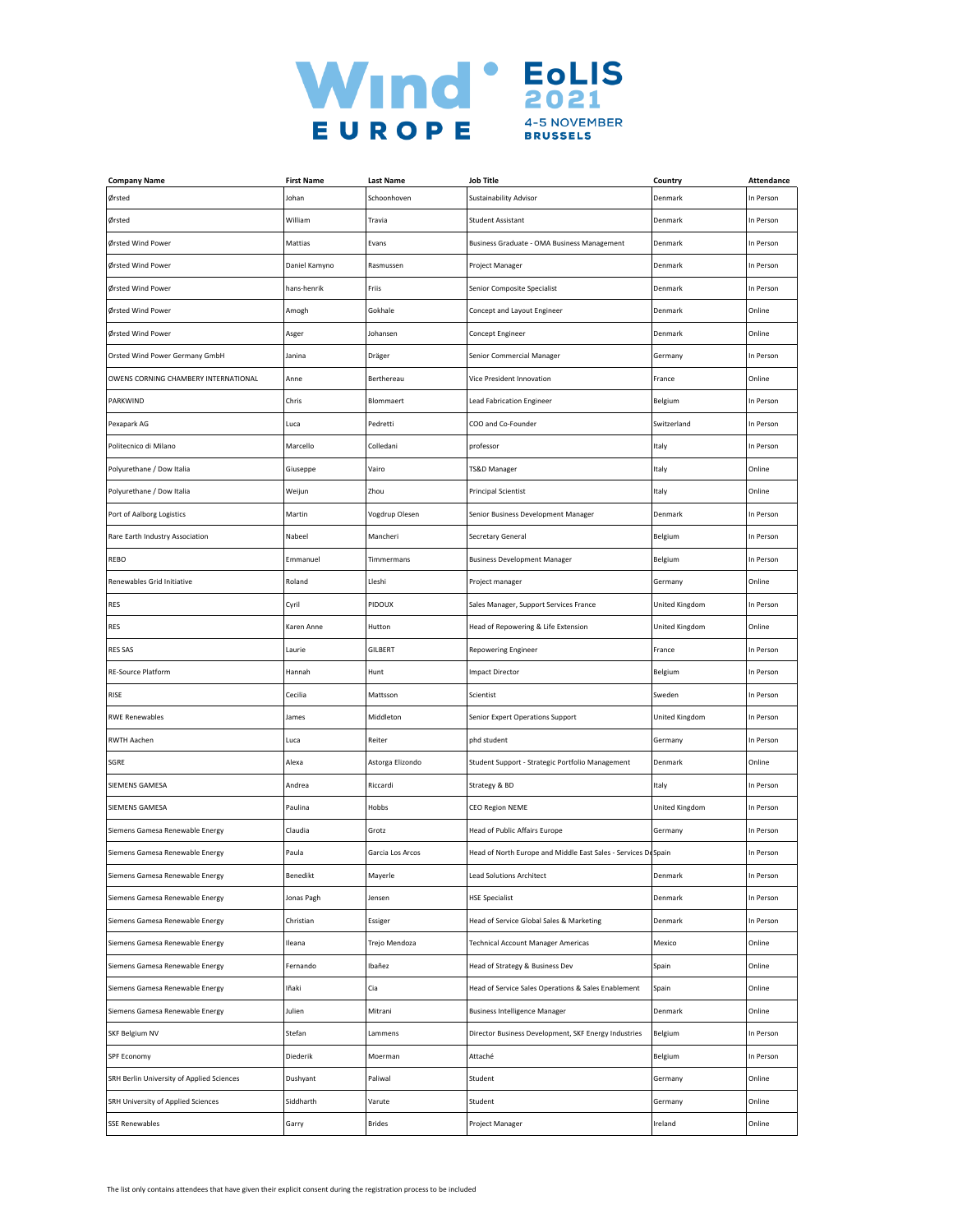| Company Name | First Name | Last Name | Job Title | Country | Attendance |
|---|---|---|---|---|---|
| Ørsted | Johan | Schoonhoven | Sustainability Advisor | Denmark | In Person |
| Ørsted | William | Travia | Student Assistant | Denmark | In Person |
| Ørsted Wind Power | Mattias | Evans | Business Graduate - OMA Business Management | Denmark | In Person |
| Ørsted Wind Power | Daniel Kamyno | Rasmussen | Project Manager | Denmark | In Person |
| Ørsted Wind Power | hans-henrik | Friis | Senior Composite Specialist | Denmark | In Person |
| Ørsted Wind Power | Amogh | Gokhale | Concept and Layout Engineer | Denmark | Online |
| Ørsted Wind Power | Asger | Johansen | Concept Engineer | Denmark | Online |
| Orsted Wind Power Germany GmbH | Janina | Dräger | Senior Commercial Manager | Germany | In Person |
| OWENS CORNING CHAMBERY INTERNATIONAL | Anne | Berthereau | Vice President Innovation | France | Online |
| PARKWIND | Chris | Blommaert | Lead Fabrication Engineer | Belgium | In Person |
| Pexapark AG | Luca | Pedretti | COO and Co-Founder | Switzerland | In Person |
| Politecnico di Milano | Marcello | Colledani | professor | Italy | In Person |
| Polyurethane / Dow Italia | Giuseppe | Vairo | TS&D Manager | Italy | Online |
| Polyurethane / Dow Italia | Weijun | Zhou | Principal Scientist | Italy | Online |
| Port of Aalborg Logistics | Martin | Vogdrup Olesen | Senior Business Development Manager | Denmark | In Person |
| Rare Earth Industry Association | Nabeel | Mancheri | Secretary General | Belgium | In Person |
| REBO | Emmanuel | Timmermans | Business Development Manager | Belgium | In Person |
| Renewables Grid Initiative | Roland | Lleshi | Project manager | Germany | Online |
| RES | Cyril | PIDOUX | Sales Manager, Support Services France | United Kingdom | In Person |
| RES | Karen Anne | Hutton | Head of Repowering & Life Extension | United Kingdom | Online |
| RES SAS | Laurie | GILBERT | Repowering Engineer | France | In Person |
| RE-Source Platform | Hannah | Hunt | Impact Director | Belgium | In Person |
| RISE | Cecilia | Mattsson | Scientist | Sweden | In Person |
| RWE Renewables | James | Middleton | Senior Expert Operations Support | United Kingdom | In Person |
| RWTH Aachen | Luca | Reiter | phd student | Germany | In Person |
| SGRE | Alexa | Astorga Elizondo | Student Support - Strategic Portfolio Management | Denmark | Online |
| SIEMENS GAMESA | Andrea | Riccardi | Strategy & BD | Italy | In Person |
| SIEMENS GAMESA | Paulina | Hobbs | CEO Region NEME | United Kingdom | In Person |
| Siemens Gamesa Renewable Energy | Claudia | Grotz | Head of Public Affairs Europe | Germany | In Person |
| Siemens Gamesa Renewable Energy | Paula | Garcia Los Arcos | Head of North Europe and Middle East Sales - Services De | Spain | In Person |
| Siemens Gamesa Renewable Energy | Benedikt | Mayerle | Lead Solutions Architect | Denmark | In Person |
| Siemens Gamesa Renewable Energy | Jonas Pagh | Jensen | HSE Specialist | Denmark | In Person |
| Siemens Gamesa Renewable Energy | Christian | Essiger | Head of Service Global Sales & Marketing | Denmark | In Person |
| Siemens Gamesa Renewable Energy | Ileana | Trejo Mendoza | Technical Account Manager Americas | Mexico | Online |
| Siemens Gamesa Renewable Energy | Fernando | Ibañez | Head of Strategy & Business Dev | Spain | Online |
| Siemens Gamesa Renewable Energy | Iñaki | Cia | Head of Service Sales Operations & Sales Enablement | Spain | Online |
| Siemens Gamesa Renewable Energy | Julien | Mitrani | Business Intelligence Manager | Denmark | Online |
| SKF Belgium NV | Stefan | Lammens | Director Business Development, SKF Energy Industries | Belgium | In Person |
| SPF Economy | Diederik | Moerman | Attaché | Belgium | In Person |
| SRH Berlin University of Applied Sciences | Dushyant | Paliwal | Student | Germany | Online |
| SRH University of Applied Sciences | Siddharth | Varute | Student | Germany | Online |
| SSE Renewables | Garry | Brides | Project Manager | Ireland | Online |

The list only contains attendees that have given their explicit consent during the registration process to be included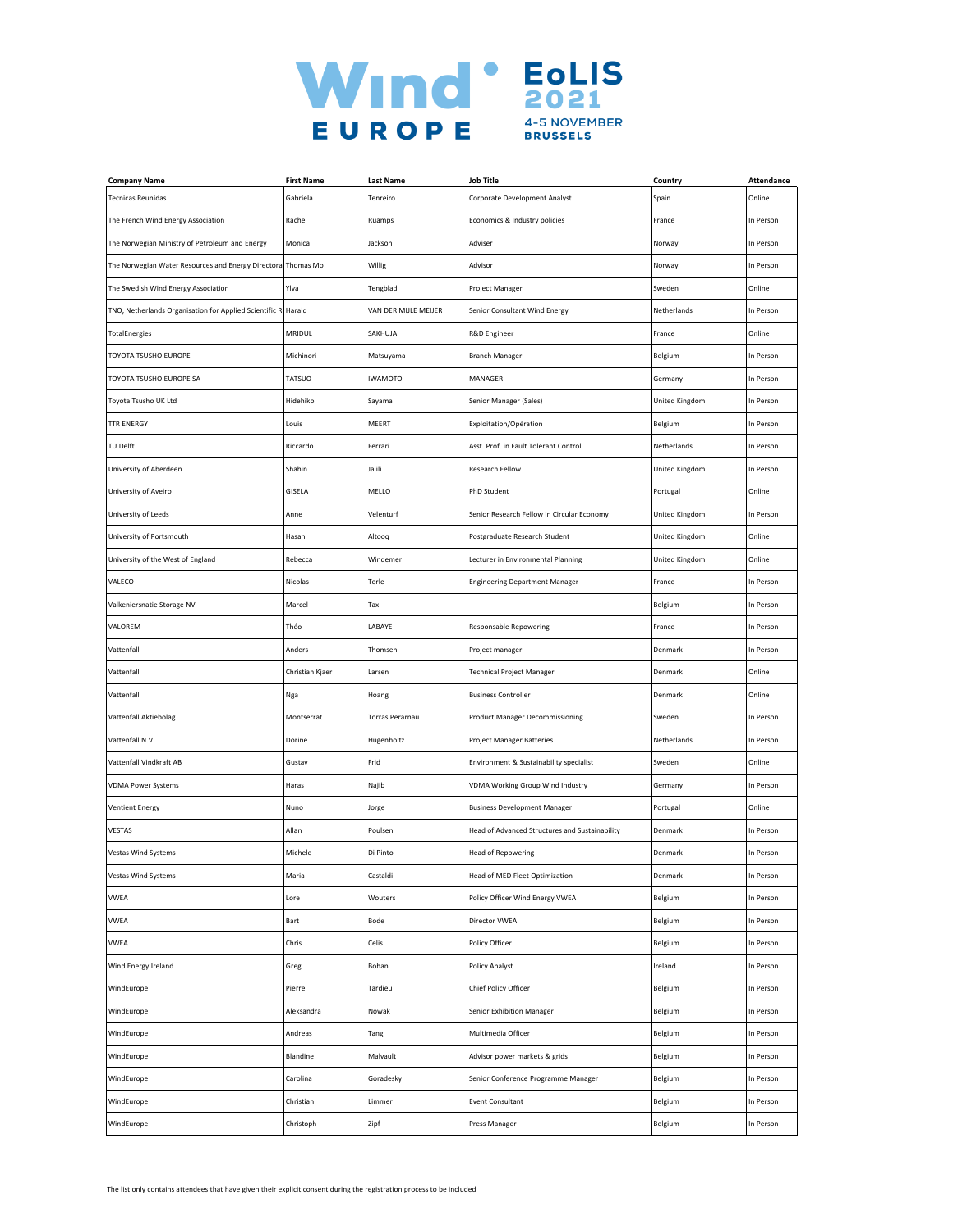| Company Name | First Name | Last Name | Job Title | Country | Attendance |
|---|---|---|---|---|---|
| Tecnicas Reunidas | Gabriela | Tenreiro | Corporate Development Analyst | Spain | Online |
| The French Wind Energy Association | Rachel | Ruamps | Economics & Industry policies | France | In Person |
| The Norwegian Ministry of Petroleum and Energy | Monica | Jackson | Adviser | Norway | In Person |
| The Norwegian Water Resources and Energy Directora | Thomas Mo | Willig | Advisor | Norway | In Person |
| The Swedish Wind Energy Association | Ylva | Tengblad | Project Manager | Sweden | Online |
| TNO, Netherlands Organisation for Applied Scientific R | Harald | VAN DER MIJLE MEIJER | Senior Consultant Wind Energy | Netherlands | In Person |
| TotalEnergies | MRIDUL | SAKHUJA | R&D Engineer | France | Online |
| TOYOTA TSUSHO EUROPE | Michinori | Matsuyama | Branch Manager | Belgium | In Person |
| TOYOTA TSUSHO EUROPE SA | TATSUO | IWAMOTO | MANAGER | Germany | In Person |
| Toyota Tsusho UK Ltd | Hidehiko | Sayama | Senior Manager (Sales) | United Kingdom | In Person |
| TTR ENERGY | Louis | MEERT | Exploitation/Opération | Belgium | In Person |
| TU Delft | Riccardo | Ferrari | Asst. Prof. in Fault Tolerant Control | Netherlands | In Person |
| University of Aberdeen | Shahin | Jalili | Research Fellow | United Kingdom | In Person |
| University of Aveiro | GISELA | MELLO | PhD Student | Portugal | Online |
| University of Leeds | Anne | Velenturf | Senior Research Fellow in Circular Economy | United Kingdom | In Person |
| University of Portsmouth | Hasan | Altooq | Postgraduate Research Student | United Kingdom | Online |
| University of the West of England | Rebecca | Windemer | Lecturer in Environmental Planning | United Kingdom | Online |
| VALECO | Nicolas | Terle | Engineering Department Manager | France | In Person |
| Valkeniersnatie Storage NV | Marcel | Tax | | Belgium | In Person |
| VALOREM | Théo | LABAYE | Responsable Repowering | France | In Person |
| Vattenfall | Anders | Thomsen | Project manager | Denmark | In Person |
| Vattenfall | Christian Kjaer | Larsen | Technical Project Manager | Denmark | Online |
| Vattenfall | Nga | Hoang | Business Controller | Denmark | Online |
| Vattenfall Aktiebolag | Montserrat | Torras Perarnau | Product Manager Decommissioning | Sweden | In Person |
| Vattenfall N.V. | Dorine | Hugenholtz | Project Manager Batteries | Netherlands | In Person |
| Vattenfall Vindkraft AB | Gustav | Frid | Environment & Sustainability specialist | Sweden | Online |
| VDMA Power Systems | Haras | Najib | VDMA Working Group Wind Industry | Germany | In Person |
| Ventient Energy | Nuno | Jorge | Business Development Manager | Portugal | Online |
| VESTAS | Allan | Poulsen | Head of Advanced Structures and Sustainability | Denmark | In Person |
| Vestas Wind Systems | Michele | Di Pinto | Head of Repowering | Denmark | In Person |
| Vestas Wind Systems | Maria | Castaldi | Head of MED Fleet Optimization | Denmark | In Person |
| VWEA | Lore | Wouters | Policy Officer Wind Energy VWEA | Belgium | In Person |
| VWEA | Bart | Bode | Director VWEA | Belgium | In Person |
| VWEA | Chris | Celis | Policy Officer | Belgium | In Person |
| Wind Energy Ireland | Greg | Bohan | Policy Analyst | Ireland | In Person |
| WindEurope | Pierre | Tardieu | Chief Policy Officer | Belgium | In Person |
| WindEurope | Aleksandra | Nowak | Senior Exhibition Manager | Belgium | In Person |
| WindEurope | Andreas | Tang | Multimedia Officer | Belgium | In Person |
| WindEurope | Blandine | Malvault | Advisor power markets & grids | Belgium | In Person |
| WindEurope | Carolina | Goradesky | Senior Conference Programme Manager | Belgium | In Person |
| WindEurope | Christian | Limmer | Event Consultant | Belgium | In Person |
| WindEurope | Christoph | Zipf | Press Manager | Belgium | In Person |

The list only contains attendees that have given their explicit consent during the registration process to be included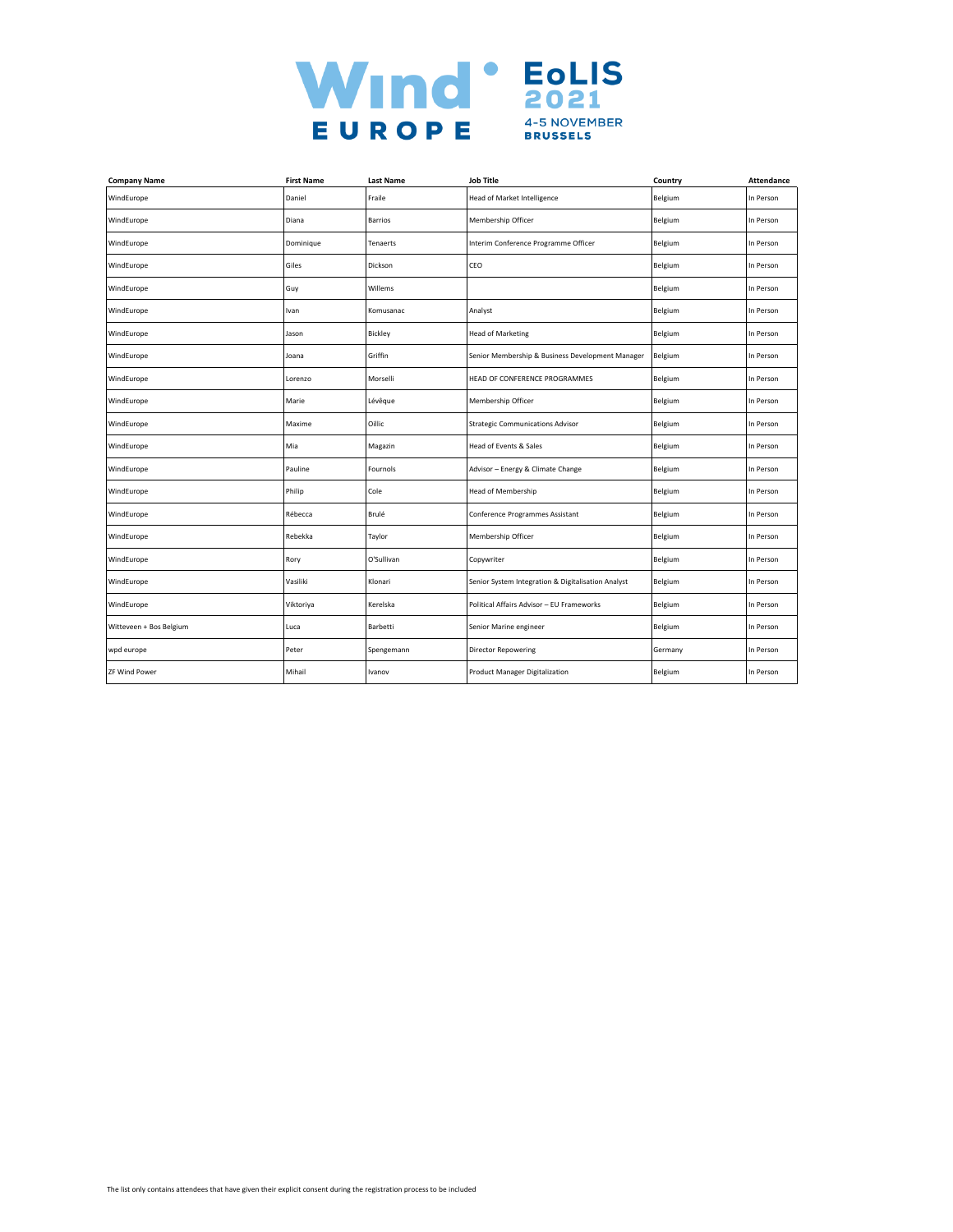| Company Name | First Name | Last Name | Job Title | Country | Attendance |
|---|---|---|---|---|---|
| WindEurope | Daniel | Fraile | Head of Market Intelligence | Belgium | In Person |
| WindEurope | Diana | Barrios | Membership Officer | Belgium | In Person |
| WindEurope | Dominique | Tenaerts | Interim Conference Programme Officer | Belgium | In Person |
| WindEurope | Giles | Dickson | CEO | Belgium | In Person |
| WindEurope | Guy | Willems | | Belgium | In Person |
| WindEurope | Ivan | Komusanac | Analyst | Belgium | In Person |
| WindEurope | Jason | Bickley | Head of Marketing | Belgium | In Person |
| WindEurope | Joana | Griffin | Senior Membership & Business Development Manager | Belgium | In Person |
| WindEurope | Lorenzo | Morselli | HEAD OF CONFERENCE PROGRAMMES | Belgium | In Person |
| WindEurope | Marie | Lévêque | Membership Officer | Belgium | In Person |
| WindEurope | Maxime | Oillic | Strategic Communications Advisor | Belgium | In Person |
| WindEurope | Mia | Magazin | Head of Events & Sales | Belgium | In Person |
| WindEurope | Pauline | Fournols | Advisor – Energy & Climate Change | Belgium | In Person |
| WindEurope | Philip | Cole | Head of Membership | Belgium | In Person |
| WindEurope | Rébecca | Brulé | Conference Programmes Assistant | Belgium | In Person |
| WindEurope | Rebekka | Taylor | Membership Officer | Belgium | In Person |
| WindEurope | Rory | O'Sullivan | Copywriter | Belgium | In Person |
| WindEurope | Vasiliki | Klonari | Senior System Integration & Digitalisation Analyst | Belgium | In Person |
| WindEurope | Viktoriya | Kerelska | Political Affairs Advisor – EU Frameworks | Belgium | In Person |
| Witteveen + Bos Belgium | Luca | Barbetti | Senior Marine engineer | Belgium | In Person |
| wpd europe | Peter | Spengemann | Director Repowering | Germany | In Person |
| ZF Wind Power | Mihail | Ivanov | Product Manager Digitalization | Belgium | In Person |

The list only contains attendees that have given their explicit consent during the registration process to be included